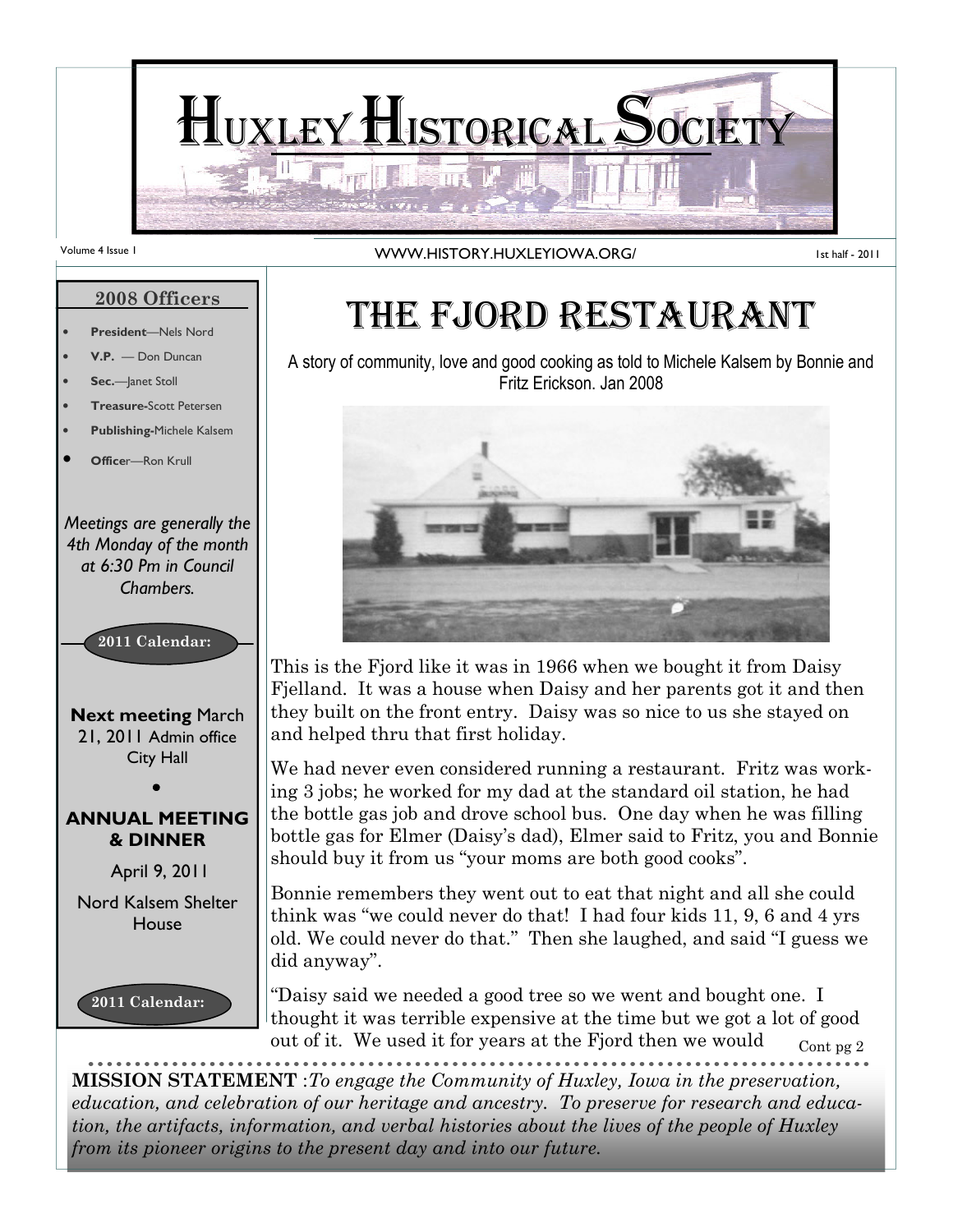# Huxley Historical Society

Volume 4 Issue 1 — WWW.HISTORY.HUXLEYIOWA.ORG/ — 1st half - 2011

# The Fjord Restaurant

A story of community, love and good cooking as told to Michele Kalsem by Bonnie and Fritz Erickson. Jan 2008

This is the Fjord like it was in 1966 when we bought it from Daisy Fjelland. It was a house when Daisy and her parents got it and then they built on the front entry. Daisy was so nice to us she stayed on and helped thru that first holiday.

We had never even considered running a restaurant. Fritz was working 3 jobs; he worked for my dad at the standard oil station, he had the bottle gas job and drove school bus. One day when he was filling bottle gas for Elmer (Daisy's dad), Elmer said to Fritz, you and Bonnie should buy it from us "your moms are both good cooks".

Bonnie remembers they went out to eat that night and all she could think was "we could never do that! I had four kids 11, 9, 6 and 4 yrs old. We could never do that." Then she laughed, and said "I guess we did anyway".

"Daisy said we needed a good tree so we went and bought one. I thought it was terrible expensive at the time but we got a lot of good out of it. We used it for years at the Fjord then we would

Cont pg 2

## 2008 Officers

- **President**—Nels Nord
- **V.P.** — Don Duncan
- **Sec.**—Janet Stoll
- **Treasure-**Scott Petersen
- **Publishing-**Michele Kalsem
- **Officer**—Ron Krull

*Meetings are generally the 4th Monday of the month at 6:30 Pm in Council Chambers.*

**2011 Calendar:**

**Next meeting** March 21, 2011 Admin office City Hall

**ANNUAL MEETING & DINNER**

April 9, 2011

Nord Kalsem Shelter House

**2011 Calendar:**

**MISSION STATEMENT** :*To engage the Community of Huxley, Iowa in the preservation, education, and celebration of our heritage and ancestry. To preserve for research and education, the artifacts, information, and verbal histories about the lives of the people of Huxley from its pioneer origins to the present day and into our future.*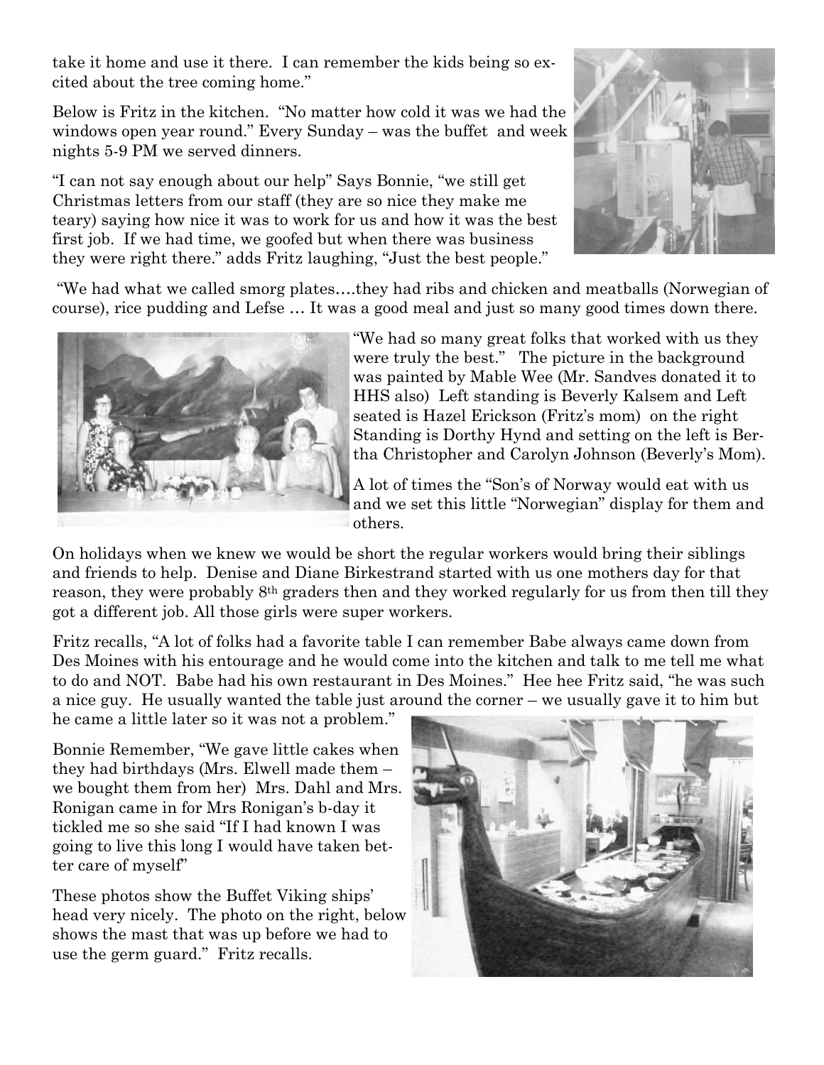take it home and use it there. I can remember the kids being so excited about the tree coming home."

Below is Fritz in the kitchen. "No matter how cold it was we had the windows open year round." Every Sunday – was the buffet and week nights 5-9 PM we served dinners.

"I can not say enough about our help" Says Bonnie, "we still get Christmas letters from our staff (they are so nice they make me teary) saying how nice it was to work for us and how it was the best first job. If we had time, we goofed but when there was business they were right there." adds Fritz laughing, "Just the best people."

"We had what we called smorg plates….they had ribs and chicken and meatballs (Norwegian of course), rice pudding and Lefse … It was a good meal and just so many good times down there.

"We had so many great folks that worked with us they were truly the best." The picture in the background was painted by Mable Wee (Mr. Sandves donated it to HHS also) Left standing is Beverly Kalsem and Left seated is Hazel Erickson (Fritz's mom) on the right Standing is Dorthy Hynd and setting on the left is Bertha Christopher and Carolyn Johnson (Beverly's Mom).

A lot of times the "Son's of Norway would eat with us and we set this little "Norwegian" display for them and others.

On holidays when we knew we would be short the regular workers would bring their siblings and friends to help. Denise and Diane Birkestrand started with us one mothers day for that reason, they were probably 8th graders then and they worked regularly for us from then till they got a different job. All those girls were super workers.

Fritz recalls, "A lot of folks had a favorite table I can remember Babe always came down from Des Moines with his entourage and he would come into the kitchen and talk to me tell me what to do and NOT. Babe had his own restaurant in Des Moines." Hee hee Fritz said, "he was such a nice guy. He usually wanted the table just around the corner – we usually gave it to him but he came a little later so it was not a problem."

Bonnie Remember, "We gave little cakes when they had birthdays (Mrs. Elwell made them – we bought them from her) Mrs. Dahl and Mrs. Ronigan came in for Mrs Ronigan's b-day it tickled me so she said "If I had known I was going to live this long I would have taken better care of myself"

These photos show the Buffet Viking ships' head very nicely. The photo on the right, below shows the mast that was up before we had to use the germ guard." Fritz recalls.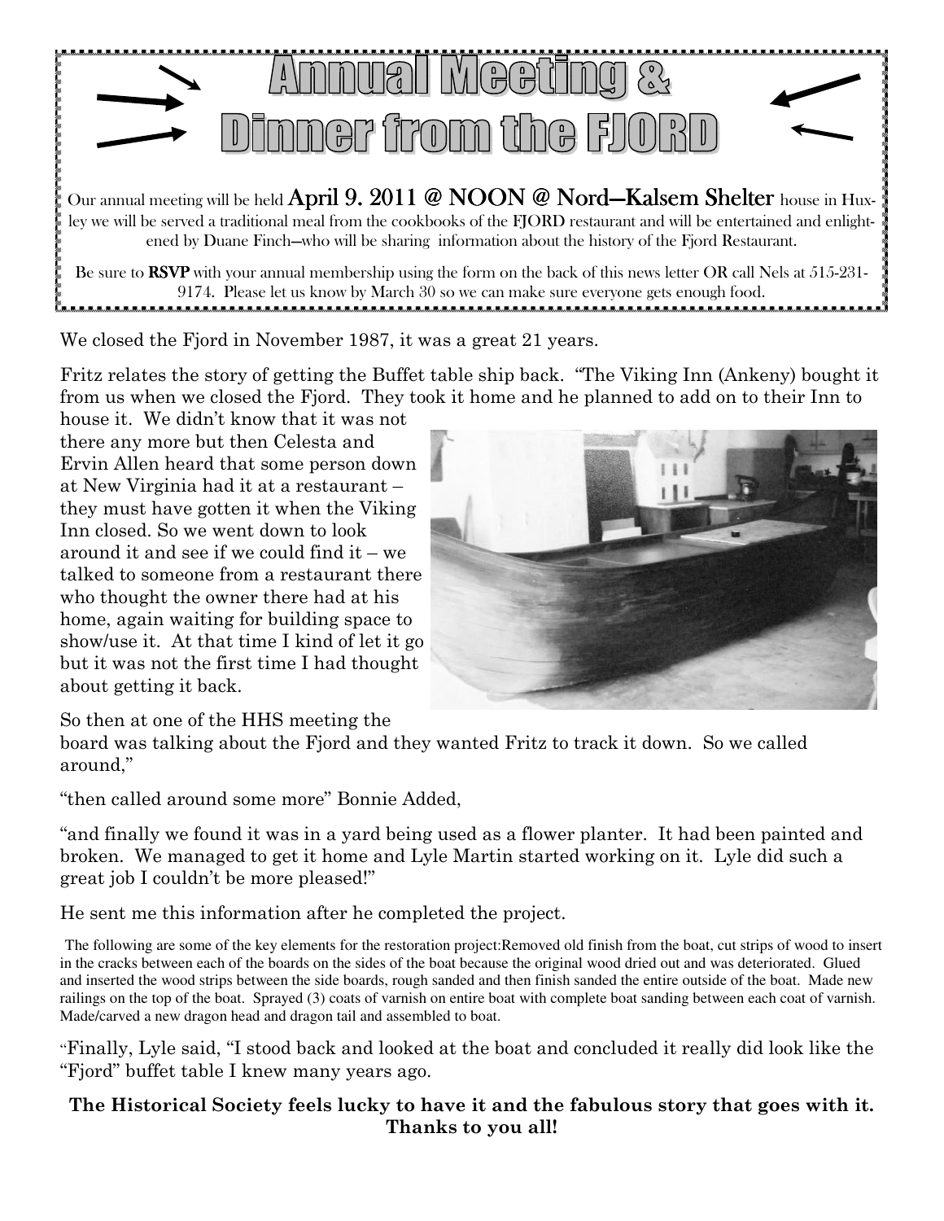# Annual Meeting & Dinner from the FJORD

Our annual meeting will be held April 9. 2011 @ NOON @ Nord—Kalsem Shelter house in Huxley we will be served a traditional meal from the cookbooks of the FJORD restaurant and will be entertained and enlightened by Duane Finch—who will be sharing information about the history of the Fjord Restaurant.

Be sure to **RSVP** with your annual membership using the form on the back of this news letter OR call Nels at 515-231-9174. Please let us know by March 30 so we can make sure everyone gets enough food.

We closed the Fjord in November 1987, it was a great 21 years.

Fritz relates the story of getting the Buffet table ship back. "The Viking Inn (Ankeny) bought it from us when we closed the Fjord. They took it home and he planned to add on to their Inn to house it. We didn't know that it was not there any more but then Celesta and Ervin Allen heard that some person down at New Virginia had it at a restaurant – they must have gotten it when the Viking Inn closed. So we went down to look around it and see if we could find it – we talked to someone from a restaurant there who thought the owner there had at his home, again waiting for building space to show/use it. At that time I kind of let it go but it was not the first time I had thought about getting it back.

So then at one of the HHS meeting the board was talking about the Fjord and they wanted Fritz to track it down. So we called around,"

"then called around some more" Bonnie Added,

"and finally we found it was in a yard being used as a flower planter. It had been painted and broken. We managed to get it home and Lyle Martin started working on it. Lyle did such a great job I couldn't be more pleased!"

He sent me this information after he completed the project.

The following are some of the key elements for the restoration project:Removed old finish from the boat, cut strips of wood to insert in the cracks between each of the boards on the sides of the boat because the original wood dried out and was deteriorated. Glued and inserted the wood strips between the side boards, rough sanded and then finish sanded the entire outside of the boat. Made new railings on the top of the boat. Sprayed (3) coats of varnish on entire boat with complete boat sanding between each coat of varnish. Made/carved a new dragon head and dragon tail and assembled to boat.

"Finally, Lyle said, "I stood back and looked at the boat and concluded it really did look like the "Fjord" buffet table I knew many years ago.

**The Historical Society feels lucky to have it and the fabulous story that goes with it. Thanks to you all!**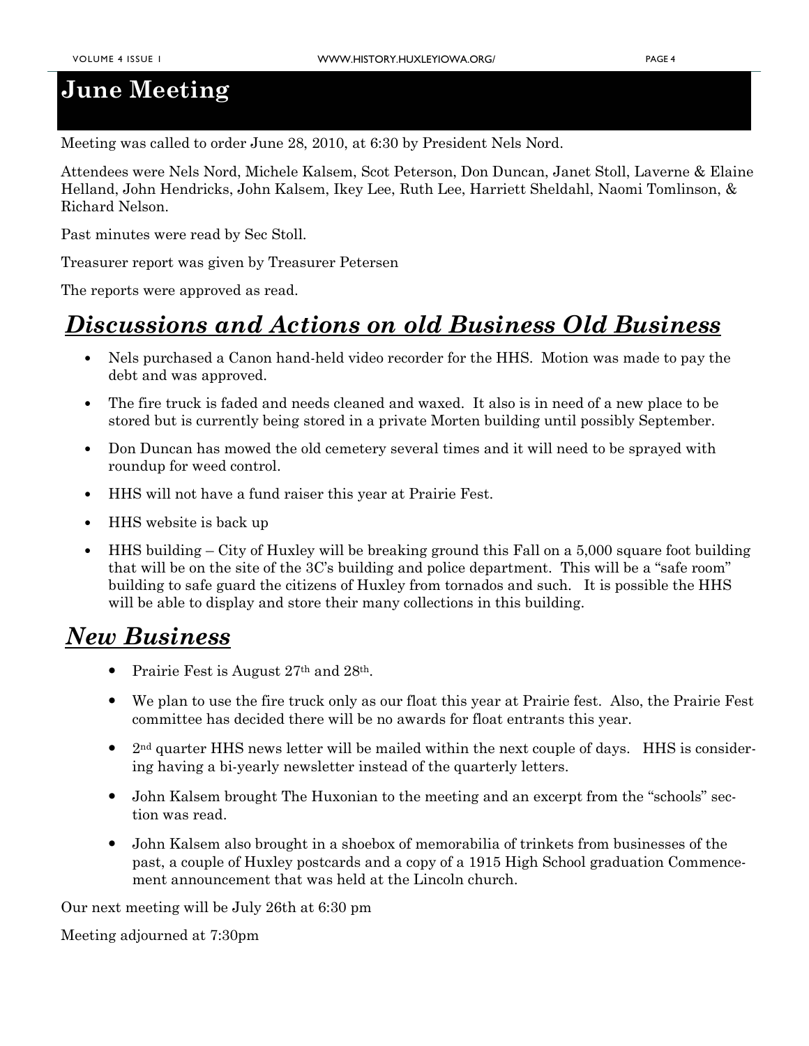# June Meeting

Meeting was called to order June 28, 2010, at 6:30 by President Nels Nord.

Attendees were Nels Nord, Michele Kalsem, Scot Peterson, Don Duncan, Janet Stoll, Laverne & Elaine Helland, John Hendricks, John Kalsem, Ikey Lee, Ruth Lee, Harriett Sheldahl, Naomi Tomlinson, & Richard Nelson.

Past minutes were read by Sec Stoll.

Treasurer report was given by Treasurer Petersen

The reports were approved as read.

## *Discussions and Actions on old Business Old Business*

- Nels purchased a Canon hand-held video recorder for the HHS. Motion was made to pay the debt and was approved.
- The fire truck is faded and needs cleaned and waxed. It also is in need of a new place to be stored but is currently being stored in a private Morten building until possibly September.
- Don Duncan has mowed the old cemetery several times and it will need to be sprayed with roundup for weed control.
- HHS will not have a fund raiser this year at Prairie Fest.
- HHS website is back up
- HHS building – City of Huxley will be breaking ground this Fall on a 5,000 square foot building that will be on the site of the 3C's building and police department. This will be a "safe room" building to safe guard the citizens of Huxley from tornados and such. It is possible the HHS will be able to display and store their many collections in this building.

## *New Business*

- Prairie Fest is August 27th and 28th.
- We plan to use the fire truck only as our float this year at Prairie fest. Also, the Prairie Fest committee has decided there will be no awards for float entrants this year.
- 2nd quarter HHS news letter will be mailed within the next couple of days. HHS is considering having a bi-yearly newsletter instead of the quarterly letters.
- John Kalsem brought The Huxonian to the meeting and an excerpt from the "schools" section was read.
- John Kalsem also brought in a shoebox of memorabilia of trinkets from businesses of the past, a couple of Huxley postcards and a copy of a 1915 High School graduation Commencement announcement that was held at the Lincoln church.

Our next meeting will be July 26th at 6:30 pm

Meeting adjourned at 7:30pm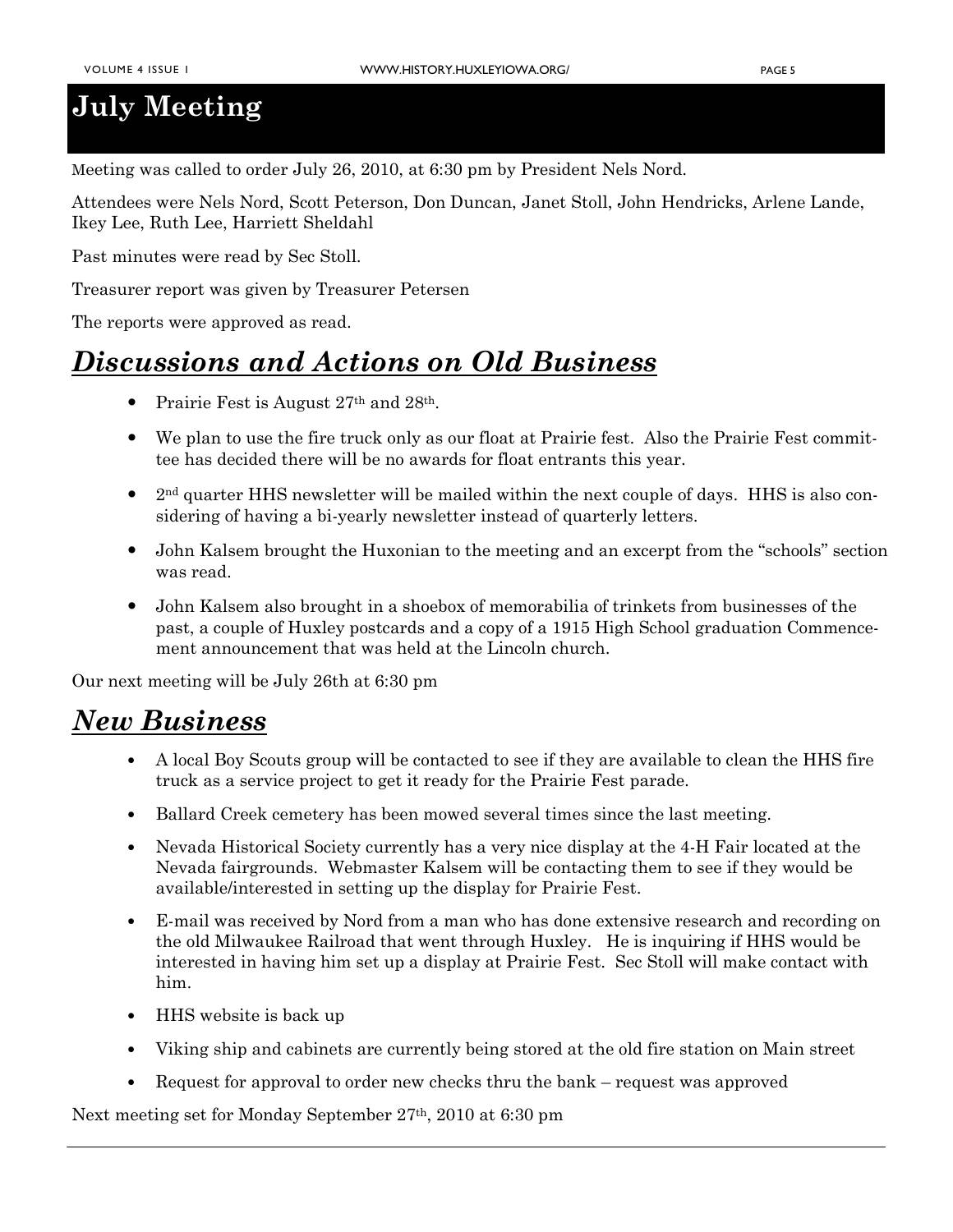# July Meeting

Meeting was called to order July 26, 2010, at 6:30 pm by President Nels Nord.

Attendees were Nels Nord, Scott Peterson, Don Duncan, Janet Stoll, John Hendricks, Arlene Lande, Ikey Lee, Ruth Lee, Harriett Sheldahl

Past minutes were read by Sec Stoll.

Treasurer report was given by Treasurer Petersen

The reports were approved as read.

## *Discussions and Actions on Old Business*

- Prairie Fest is August 27th and 28th.
- We plan to use the fire truck only as our float at Prairie fest. Also the Prairie Fest committee has decided there will be no awards for float entrants this year.
- 2nd quarter HHS newsletter will be mailed within the next couple of days. HHS is also considering of having a bi-yearly newsletter instead of quarterly letters.
- John Kalsem brought the Huxonian to the meeting and an excerpt from the "schools" section was read.
- John Kalsem also brought in a shoebox of memorabilia of trinkets from businesses of the past, a couple of Huxley postcards and a copy of a 1915 High School graduation Commencement announcement that was held at the Lincoln church.

Our next meeting will be July 26th at 6:30 pm

## *New Business*

- A local Boy Scouts group will be contacted to see if they are available to clean the HHS fire truck as a service project to get it ready for the Prairie Fest parade.
- Ballard Creek cemetery has been mowed several times since the last meeting.
- Nevada Historical Society currently has a very nice display at the 4-H Fair located at the Nevada fairgrounds. Webmaster Kalsem will be contacting them to see if they would be available/interested in setting up the display for Prairie Fest.
- E-mail was received by Nord from a man who has done extensive research and recording on the old Milwaukee Railroad that went through Huxley. He is inquiring if HHS would be interested in having him set up a display at Prairie Fest. Sec Stoll will make contact with him.
- HHS website is back up
- Viking ship and cabinets are currently being stored at the old fire station on Main street
- Request for approval to order new checks thru the bank – request was approved

Next meeting set for Monday September 27th, 2010 at 6:30 pm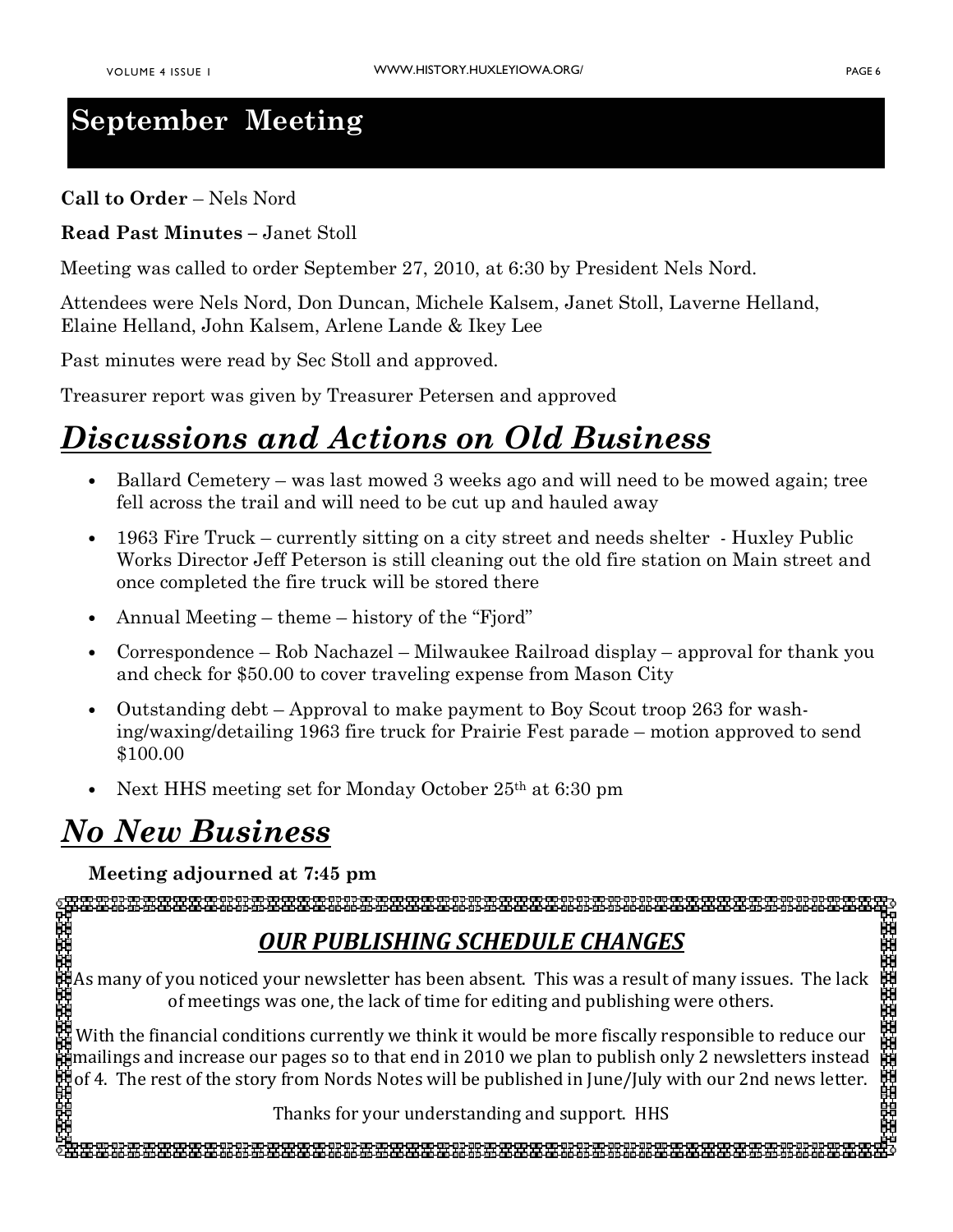# September Meeting

**Call to Order** – Nels Nord

**Read Past Minutes –** Janet Stoll

Meeting was called to order September 27, 2010, at 6:30 by President Nels Nord.

Attendees were Nels Nord, Don Duncan, Michele Kalsem, Janet Stoll, Laverne Helland, Elaine Helland, John Kalsem, Arlene Lande & Ikey Lee

Past minutes were read by Sec Stoll and approved.

Treasurer report was given by Treasurer Petersen and approved

## *Discussions and Actions on Old Business*

- Ballard Cemetery – was last mowed 3 weeks ago and will need to be mowed again; tree fell across the trail and will need to be cut up and hauled away
- 1963 Fire Truck – currently sitting on a city street and needs shelter - Huxley Public Works Director Jeff Peterson is still cleaning out the old fire station on Main street and once completed the fire truck will be stored there
- Annual Meeting – theme – history of the "Fjord"
- Correspondence – Rob Nachazel – Milwaukee Railroad display – approval for thank you and check for $50.00 to cover traveling expense from Mason City
- Outstanding debt – Approval to make payment to Boy Scout troop 263 for washing/waxing/detailing 1963 fire truck for Prairie Fest parade – motion approved to send $100.00
- Next HHS meeting set for Monday October 25th at 6:30 pm

## *No New Business*

**Meeting adjourned at 7:45 pm**

### *OUR PUBLISHING SCHEDULE CHANGES*

As many of you noticed your newsletter has been absent. This was a result of many issues. The lack of meetings was one, the lack of time for editing and publishing were others.

With the financial conditions currently we think it would be more fiscally responsible to reduce our mailings and increase our pages so to that end in 2010 we plan to publish only 2 newsletters instead of 4. The rest of the story from Nords Notes will be published in June/July with our 2nd news letter.

Thanks for your understanding and support. HHS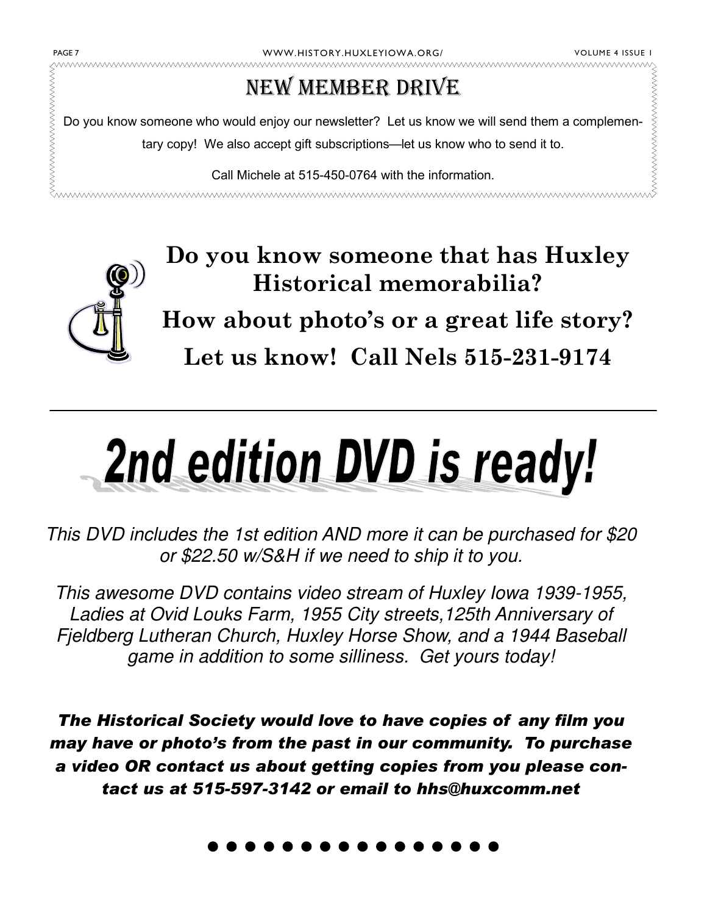## New Member Drive

Do you know someone who would enjoy our newsletter? Let us know we will send them a complementary copy! We also accept gift subscriptions—let us know who to send it to.

Call Michele at 515-450-0764 with the information.

**Do you know someone that has Huxley Historical memorabilia?**

**How about photo's or a great life story?**

**Let us know! Call Nels 515-231-9174**

---

# 2nd edition DVD is ready!

*This DVD includes the 1st edition AND more it can be purchased for $20 or $22.50 w/S&H if we need to ship it to you.*

*This awesome DVD contains video stream of Huxley Iowa 1939-1955, Ladies at Ovid Louks Farm, 1955 City streets,125th Anniversary of Fjeldberg Lutheran Church, Huxley Horse Show, and a 1944 Baseball game in addition to some silliness. Get yours today!*

***The Historical Society would love to have copies of any film you may have or photo's from the past in our community. To purchase a video OR contact us about getting copies from you please contact us at 515-597-3142 or email to hhs@huxcomm.net***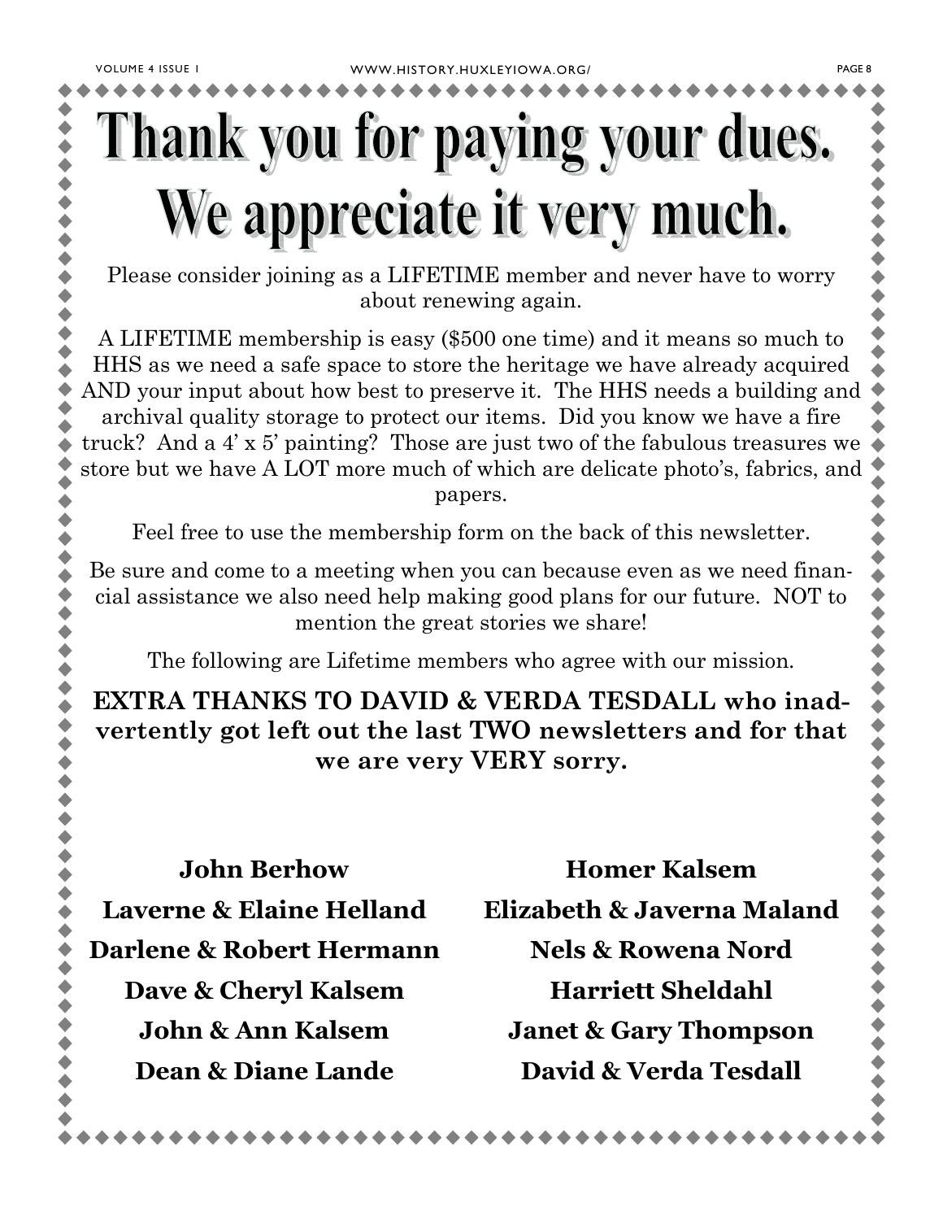# Thank you for paying your dues. We appreciate it very much.

Please consider joining as a LIFETIME member and never have to worry about renewing again.

A LIFETIME membership is easy ($500 one time) and it means so much to HHS as we need a safe space to store the heritage we have already acquired AND your input about how best to preserve it. The HHS needs a building and archival quality storage to protect our items. Did you know we have a fire truck? And a 4' x 5' painting? Those are just two of the fabulous treasures we store but we have A LOT more much of which are delicate photo's, fabrics, and papers.

Feel free to use the membership form on the back of this newsletter.

Be sure and come to a meeting when you can because even as we need financial assistance we also need help making good plans for our future. NOT to mention the great stories we share!

The following are Lifetime members who agree with our mission.

**EXTRA THANKS TO DAVID & VERDA TESDALL who inadvertently got left out the last TWO newsletters and for that we are very VERY sorry.**

**John Berhow**

**Laverne & Elaine Helland**

**Darlene & Robert Hermann**

**Dave & Cheryl Kalsem**

**John & Ann Kalsem**

**Dean & Diane Lande**

**Homer Kalsem**

**Elizabeth & Javerna Maland**

**Nels & Rowena Nord**

**Harriett Sheldahl**

**Janet & Gary Thompson**

**David & Verda Tesdall**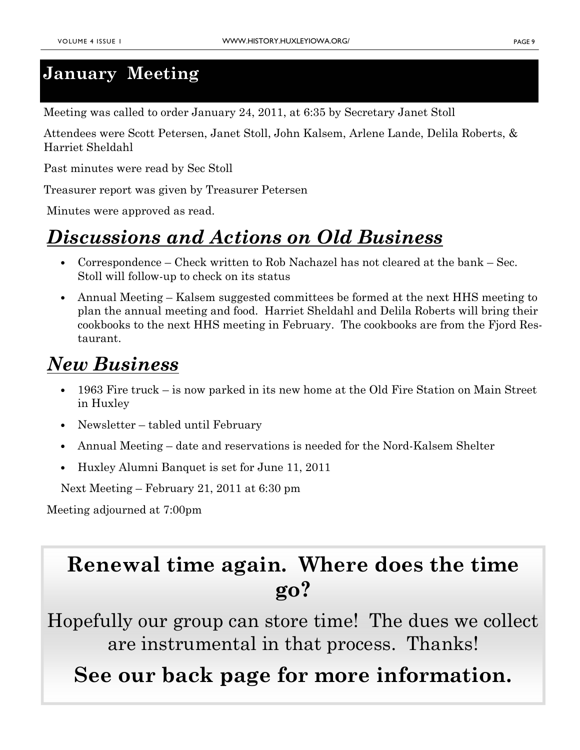## January Meeting

Meeting was called to order January 24, 2011, at 6:35 by Secretary Janet Stoll

Attendees were Scott Petersen, Janet Stoll, John Kalsem, Arlene Lande, Delila Roberts, & Harriet Sheldahl

Past minutes were read by Sec Stoll

Treasurer report was given by Treasurer Petersen

Minutes were approved as read.

## *Discussions and Actions on Old Business*

- Correspondence – Check written to Rob Nachazel has not cleared at the bank – Sec. Stoll will follow-up to check on its status
- Annual Meeting – Kalsem suggested committees be formed at the next HHS meeting to plan the annual meeting and food. Harriet Sheldahl and Delila Roberts will bring their cookbooks to the next HHS meeting in February. The cookbooks are from the Fjord Restaurant.

## *New Business*

- 1963 Fire truck – is now parked in its new home at the Old Fire Station on Main Street in Huxley
- Newsletter – tabled until February
- Annual Meeting – date and reservations is needed for the Nord-Kalsem Shelter
- Huxley Alumni Banquet is set for June 11, 2011

Next Meeting – February 21, 2011 at 6:30 pm

Meeting adjourned at 7:00pm

## Renewal time again. Where does the time go?

Hopefully our group can store time! The dues we collect are instrumental in that process. Thanks!

**See our back page for more information.**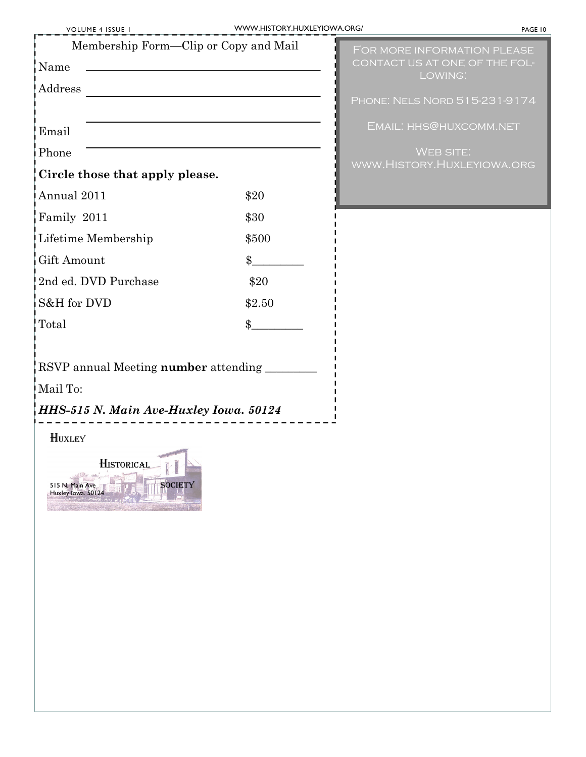Membership Form—Clip or Copy and Mail

Name \_\_\_\_\_\_\_\_\_\_\_\_\_\_\_\_\_\_\_\_\_\_\_\_\_\_\_\_\_\_\_\_\_\_\_\_

Address \_\_\_\_\_\_\_\_\_\_\_\_\_\_\_\_\_\_\_\_\_\_\_\_\_\_\_\_\_\_\_\_\_\_\_\_

\_\_\_\_\_\_\_\_\_\_\_\_\_\_\_\_\_\_\_\_\_\_\_\_\_\_\_\_\_\_\_\_\_\_\_\_

Email \_\_\_\_\_\_\_\_\_\_\_\_\_\_\_\_\_\_\_\_\_\_\_\_\_\_\_\_\_\_\_\_\_\_\_\_

Phone \_\_\_\_\_\_\_\_\_\_\_\_\_\_\_\_\_\_\_\_\_\_\_\_\_\_\_\_\_\_\_\_\_\_\_\_

**Circle those that apply please.**

| | |
|---|---|
| Annual 2011 | $20 |
| Family 2011 | $30 |
| Lifetime Membership | $500 |
| Gift Amount | $\_\_\_\_\_\_\_\_ |
| 2nd ed. DVD Purchase | $20 |
| S&H for DVD | $2.50 |
| Total | $\_\_\_\_\_\_\_\_ |

RSVP annual Meeting **number** attending \_\_\_\_\_\_\_\_

Mail To:

***HHS-515 N. Main Ave-Huxley Iowa. 50124***

FOR MORE INFORMATION PLEASE CONTACT US AT ONE OF THE FOLLOWING:

PHONE: NELS NORD 515-231-9174

EMAIL: HHS@HUXCOMM.NET

WEB SITE: WWW.HISTORY.HUXLEYIOWA.ORG

HUXLEY HISTORICAL SOCIETY

515 N. Main Ave
Huxley Iowa. 50124